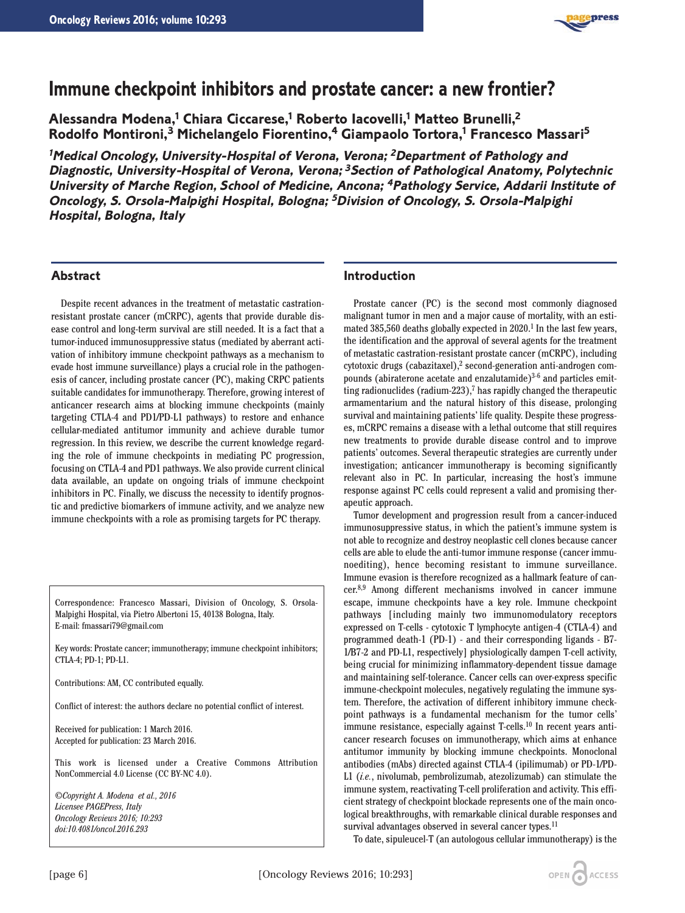# Immune checkpoint inhibitors and prostate cancer: a new frontier?

**Alessandra Modena,[1] Chiara Ciccarese,[1] Roberto Iacovelli,[1] Matteo Brunelli,[2] Rodolfo Montironi,[3] Michelangelo Fiorentino,[4] Giampaolo Tortora,[1] Francesco Massari[5]**

*[1]Medical Oncology, University-Hospital of Verona, Verona; [2]Department of Pathology and Diagnostic, University-Hospital of Verona, Verona; [3]Section of Pathological Anatomy, Polytechnic University of Marche Region, School of Medicine, Ancona; [4]Pathology Service, Addarii Institute of Oncology, S. Orsola-Malpighi Hospital, Bologna; [5]Division of Oncology, S. Orsola-Malpighi Hospital, Bologna, Italy*

## Abstract

Despite recent advances in the treatment of metastatic castration-resistant prostate cancer (mCRPC), agents that provide durable disease control and long-term survival are still needed. It is a fact that a tumor-induced immunosuppressive status (mediated by aberrant activation of inhibitory immune checkpoint pathways as a mechanism to evade host immune surveillance) plays a crucial role in the pathogenesis of cancer, including prostate cancer (PC), making CRPC patients suitable candidates for immunotherapy. Therefore, growing interest of anticancer research aims at blocking immune checkpoints (mainly targeting CTLA-4 and PD1/PD-L1 pathways) to restore and enhance cellular-mediated antitumor immunity and achieve durable tumor regression. In this review, we describe the current knowledge regarding the role of immune checkpoints in mediating PC progression, focusing on CTLA-4 and PD1 pathways. We also provide current clinical data available, an update on ongoing trials of immune checkpoint inhibitors in PC. Finally, we discuss the necessity to identify prognostic and predictive biomarkers of immune activity, and we analyze new immune checkpoints with a role as promising targets for PC therapy.

Correspondence: Francesco Massari, Division of Oncology, S. Orsola-Malpighi Hospital, via Pietro Albertoni 15, 40138 Bologna, Italy.
E-mail: fmassari79@gmail.com

Key words: Prostate cancer; immunotherapy; immune checkpoint inhibitors; CTLA-4; PD-1; PD-L1.

Contributions: AM, CC contributed equally.

Conflict of interest: the authors declare no potential conflict of interest.

Received for publication: 1 March 2016.
Accepted for publication: 23 March 2016.

This work is licensed under a Creative Commons Attribution NonCommercial 4.0 License (CC BY-NC 4.0).

*©Copyright A. Modena et al., 2016*
*Licensee PAGEPress, Italy*
*Oncology Reviews 2016; 10:293*
*doi:10.4081/oncol.2016.293*

## Introduction

Prostate cancer (PC) is the second most commonly diagnosed malignant tumor in men and a major cause of mortality, with an estimated 385,560 deaths globally expected in 2020.[1] In the last few years, the identification and the approval of several agents for the treatment of metastatic castration-resistant prostate cancer (mCRPC), including cytotoxic drugs (cabazitaxel),[2] second-generation anti-androgen compounds (abiraterone acetate and enzalutamide)[3-6] and particles emitting radionuclides (radium-223),[7] has rapidly changed the therapeutic armamentarium and the natural history of this disease, prolonging survival and maintaining patients' life quality. Despite these progresses, mCRPC remains a disease with a lethal outcome that still requires new treatments to provide durable disease control and to improve patients' outcomes. Several therapeutic strategies are currently under investigation; anticancer immunotherapy is becoming significantly relevant also in PC. In particular, increasing the host's immune response against PC cells could represent a valid and promising therapeutic approach.

Tumor development and progression result from a cancer-induced immunosuppressive status, in which the patient's immune system is not able to recognize and destroy neoplastic cell clones because cancer cells are able to elude the anti-tumor immune response (cancer immunoediting), hence becoming resistant to immune surveillance. Immune evasion is therefore recognized as a hallmark feature of cancer.[8,9] Among different mechanisms involved in cancer immune escape, immune checkpoints have a key role. Immune checkpoint pathways [including mainly two immunomodulatory receptors expressed on T-cells - cytotoxic T lymphocyte antigen-4 (CTLA-4) and programmed death-1 (PD-1) - and their corresponding ligands - B7-1/B7-2 and PD-L1, respectively] physiologically dampen T-cell activity, being crucial for minimizing inflammatory-dependent tissue damage and maintaining self-tolerance. Cancer cells can over-express specific immune-checkpoint molecules, negatively regulating the immune system. Therefore, the activation of different inhibitory immune checkpoint pathways is a fundamental mechanism for the tumor cells' immune resistance, especially against T-cells.[10] In recent years anticancer research focuses on immunotherapy, which aims at enhance antitumor immunity by blocking immune checkpoints. Monoclonal antibodies (mAbs) directed against CTLA-4 (ipilimumab) or PD-1/PD-L1 (*i.e.*, nivolumab, pembrolizumab, atezolizumab) can stimulate the immune system, reactivating T-cell proliferation and activity. This efficient strategy of checkpoint blockade represents one of the main oncological breakthroughs, with remarkable clinical durable responses and survival advantages observed in several cancer types.[11]

To date, sipuleucel-T (an autologous cellular immunotherapy) is the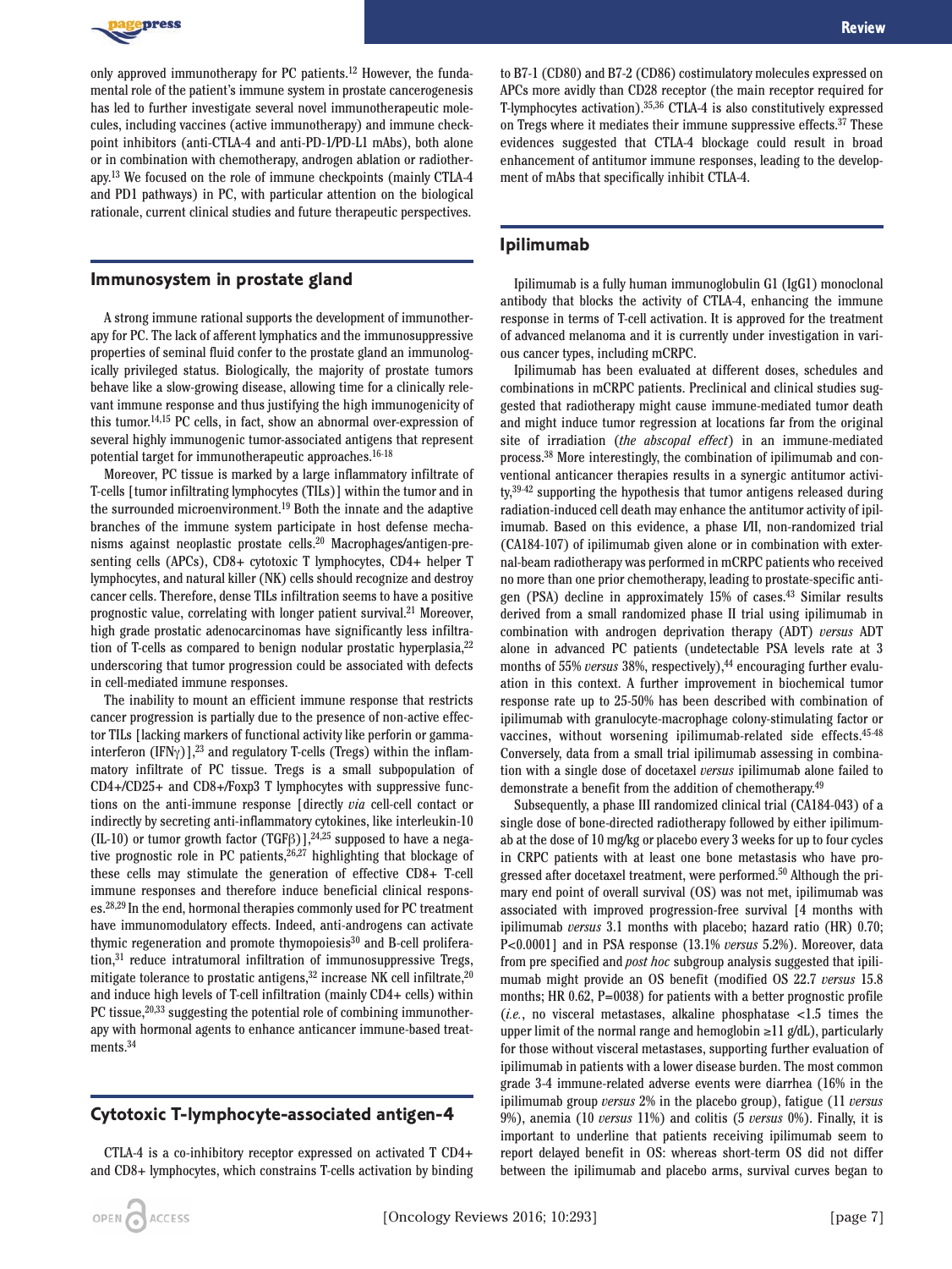only approved immunotherapy for PC patients.[12] However, the fundamental role of the patient's immune system in prostate cancerogenesis has led to further investigate several novel immunotherapeutic molecules, including vaccines (active immunotherapy) and immune checkpoint inhibitors (anti-CTLA-4 and anti-PD-1/PD-L1 mAbs), both alone or in combination with chemotherapy, androgen ablation or radiotherapy.[13] We focused on the role of immune checkpoints (mainly CTLA-4 and PD1 pathways) in PC, with particular attention on the biological rationale, current clinical studies and future therapeutic perspectives.

## Immunosystem in prostate gland

A strong immune rational supports the development of immunotherapy for PC. The lack of afferent lymphatics and the immunosuppressive properties of seminal fluid confer to the prostate gland an immunologically privileged status. Biologically, the majority of prostate tumors behave like a slow-growing disease, allowing time for a clinically relevant immune response and thus justifying the high immunogenicity of this tumor.[14,15] PC cells, in fact, show an abnormal over-expression of several highly immunogenic tumor-associated antigens that represent potential target for immunotherapeutic approaches.[16-18]

Moreover, PC tissue is marked by a large inflammatory infiltrate of T-cells [tumor infiltrating lymphocytes (TILs)] within the tumor and in the surrounded microenvironment.[19] Both the innate and the adaptive branches of the immune system participate in host defense mechanisms against neoplastic prostate cells.[20] Macrophages/antigen-presenting cells (APCs), CD8+ cytotoxic T lymphocytes, CD4+ helper T lymphocytes, and natural killer (NK) cells should recognize and destroy cancer cells. Therefore, dense TILs infiltration seems to have a positive prognostic value, correlating with longer patient survival.[21] Moreover, high grade prostatic adenocarcinomas have significantly less infiltration of T-cells as compared to benign nodular prostatic hyperplasia,[22] underscoring that tumor progression could be associated with defects in cell-mediated immune responses.

The inability to mount an efficient immune response that restricts cancer progression is partially due to the presence of non-active effector TILs [lacking markers of functional activity like perforin or gamma-interferon (IFNγ)],[23] and regulatory T-cells (Tregs) within the inflammatory infiltrate of PC tissue. Tregs is a small subpopulation of CD4+/CD25+ and CD8+/Foxp3 T lymphocytes with suppressive functions on the anti-immune response [directly *via* cell-cell contact or indirectly by secreting anti-inflammatory cytokines, like interleukin-10 (IL-10) or tumor growth factor (TGFβ)],[24,25] supposed to have a negative prognostic role in PC patients,[26,27] highlighting that blockage of these cells may stimulate the generation of effective CD8+ T-cell immune responses and therefore induce beneficial clinical responses.[28,29] In the end, hormonal therapies commonly used for PC treatment have immunomodulatory effects. Indeed, anti-androgens can activate thymic regeneration and promote thymopoiesis[30] and B-cell proliferation,[31] reduce intratumoral infiltration of immunosuppressive Tregs, mitigate tolerance to prostatic antigens,[32] increase NK cell infiltrate,[20] and induce high levels of T-cell infiltration (mainly CD4+ cells) within PC tissue,[20,33] suggesting the potential role of combining immunotherapy with hormonal agents to enhance anticancer immune-based treatments.[34]

## Cytotoxic T-lymphocyte-associated antigen-4

CTLA-4 is a co-inhibitory receptor expressed on activated T CD4+ and CD8+ lymphocytes, which constrains T-cells activation by binding to B7-1 (CD80) and B7-2 (CD86) costimulatory molecules expressed on APCs more avidly than CD28 receptor (the main receptor required for T-lymphocytes activation).[35,36] CTLA-4 is also constitutively expressed on Tregs where it mediates their immune suppressive effects.[37] These evidences suggested that CTLA-4 blockage could result in broad enhancement of antitumor immune responses, leading to the development of mAbs that specifically inhibit CTLA-4.

## Ipilimumab

Ipilimumab is a fully human immunoglobulin G1 (IgG1) monoclonal antibody that blocks the activity of CTLA-4, enhancing the immune response in terms of T-cell activation. It is approved for the treatment of advanced melanoma and it is currently under investigation in various cancer types, including mCRPC.

Ipilimumab has been evaluated at different doses, schedules and combinations in mCRPC patients. Preclinical and clinical studies suggested that radiotherapy might cause immune-mediated tumor death and might induce tumor regression at locations far from the original site of irradiation (*the abscopal effect*) in an immune-mediated process.[38] More interestingly, the combination of ipilimumab and conventional anticancer therapies results in a synergic antitumor activity,[39-42] supporting the hypothesis that tumor antigens released during radiation-induced cell death may enhance the antitumor activity of ipilimumab. Based on this evidence, a phase I/II, non-randomized trial (CA184-107) of ipilimumab given alone or in combination with external-beam radiotherapy was performed in mCRPC patients who received no more than one prior chemotherapy, leading to prostate-specific antigen (PSA) decline in approximately 15% of cases.[43] Similar results derived from a small randomized phase II trial using ipilimumab in combination with androgen deprivation therapy (ADT) *versus* ADT alone in advanced PC patients (undetectable PSA levels rate at 3 months of 55% *versus* 38%, respectively),[44] encouraging further evaluation in this context. A further improvement in biochemical tumor response rate up to 25-50% has been described with combination of ipilimumab with granulocyte-macrophage colony-stimulating factor or vaccines, without worsening ipilimumab-related side effects.[45-48] Conversely, data from a small trial ipilimumab assessing in combination with a single dose of docetaxel *versus* ipilimumab alone failed to demonstrate a benefit from the addition of chemotherapy.[49]

Subsequently, a phase III randomized clinical trial (CA184-043) of a single dose of bone-directed radiotherapy followed by either ipilimumab at the dose of 10 mg/kg or placebo every 3 weeks for up to four cycles in CRPC patients with at least one bone metastasis who have progressed after docetaxel treatment, were performed.[50] Although the primary end point of overall survival (OS) was not met, ipilimumab was associated with improved progression-free survival [4 months with ipilimumab *versus* 3.1 months with placebo; hazard ratio (HR) 0.70; P<0.0001] and in PSA response (13.1% *versus* 5.2%). Moreover, data from pre specified and *post hoc* subgroup analysis suggested that ipilimumab might provide an OS benefit (modified OS 22.7 *versus* 15.8 months; HR 0.62, P=0038) for patients with a better prognostic profile (*i.e.*, no visceral metastases, alkaline phosphatase <1.5 times the upper limit of the normal range and hemoglobin ≥11 g/dL), particularly for those without visceral metastases, supporting further evaluation of ipilimumab in patients with a lower disease burden. The most common grade 3-4 immune-related adverse events were diarrhea (16% in the ipilimumab group *versus* 2% in the placebo group), fatigue (11 *versus* 9%), anemia (10 *versus* 11%) and colitis (5 *versus* 0%). Finally, it is important to underline that patients receiving ipilimumab seem to report delayed benefit in OS: whereas short-term OS did not differ between the ipilimumab and placebo arms, survival curves began to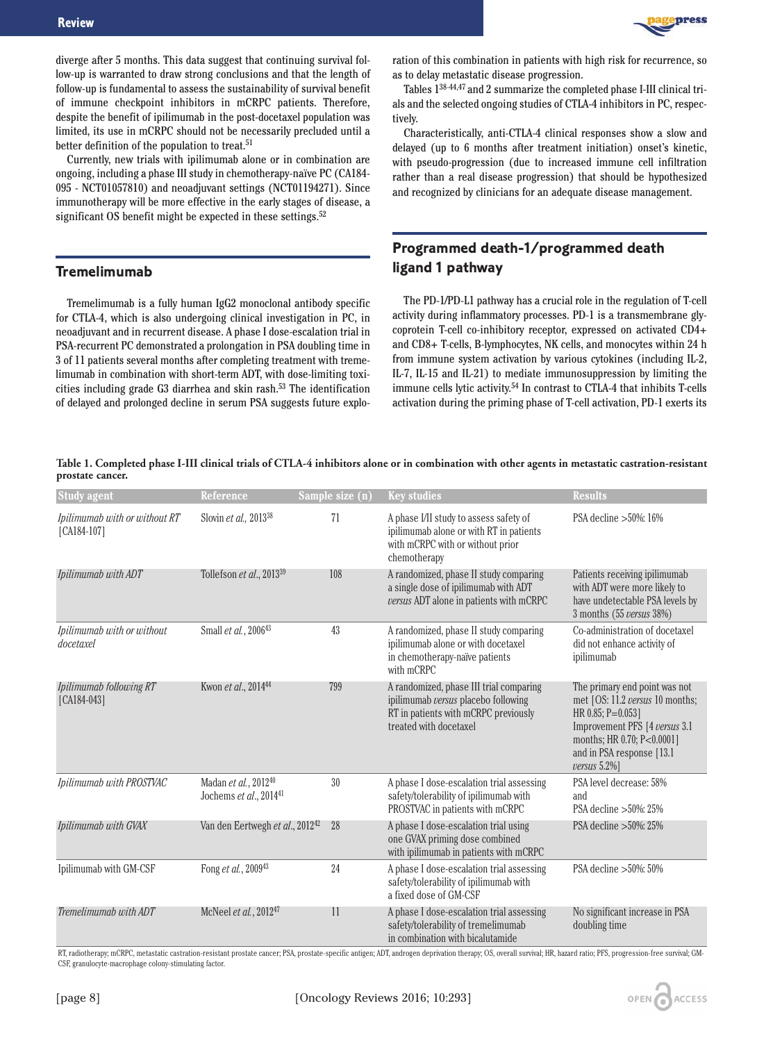diverge after 5 months. This data suggest that continuing survival follow-up is warranted to draw strong conclusions and that the length of follow-up is fundamental to assess the sustainability of survival benefit of immune checkpoint inhibitors in mCRPC patients. Therefore, despite the benefit of ipilimumab in the post-docetaxel population was limited, its use in mCRPC should not be necessarily precluded until a better definition of the population to treat.[51]

Currently, new trials with ipilimumab alone or in combination are ongoing, including a phase III study in chemotherapy-naïve PC (CA184-095 - NCT01057810) and neoadjuvant settings (NCT01194271). Since immunotherapy will be more effective in the early stages of disease, a significant OS benefit might be expected in these settings.[52]

## Tremelimumab

Tremelimumab is a fully human IgG2 monoclonal antibody specific for CTLA-4, which is also undergoing clinical investigation in PC, in neoadjuvant and in recurrent disease. A phase I dose-escalation trial in PSA-recurrent PC demonstrated a prolongation in PSA doubling time in 3 of 11 patients several months after completing treatment with tremelimumab in combination with short-term ADT, with dose-limiting toxicities including grade G3 diarrhea and skin rash.[53] The identification of delayed and prolonged decline in serum PSA suggests future exploration of this combination in patients with high risk for recurrence, so as to delay metastatic disease progression.

Tables 1[38-44,47] and 2 summarize the completed phase I-III clinical trials and the selected ongoing studies of CTLA-4 inhibitors in PC, respectively.

Characteristically, anti-CTLA-4 clinical responses show a slow and delayed (up to 6 months after treatment initiation) onset's kinetic, with pseudo-progression (due to increased immune cell infiltration rather than a real disease progression) that should be hypothesized and recognized by clinicians for an adequate disease management.

## Programmed death-1/programmed death ligand 1 pathway

The PD-1/PD-L1 pathway has a crucial role in the regulation of T-cell activity during inflammatory processes. PD-1 is a transmembrane glycoprotein T-cell co-inhibitory receptor, expressed on activated CD4+ and CD8+ T-cells, B-lymphocytes, NK cells, and monocytes within 24 h from immune system activation by various cytokines (including IL-2, IL-7, IL-15 and IL-21) to mediate immunosuppression by limiting the immune cells lytic activity.[54] In contrast to CTLA-4 that inhibits T-cells activation during the priming phase of T-cell activation, PD-1 exerts its

**Table 1. Completed phase I-III clinical trials of CTLA-4 inhibitors alone or in combination with other agents in metastatic castration-resistant prostate cancer.**

| Study agent | Reference | Sample size (n) | Key studies | Results |
|---|---|---|---|---|
| *Ipilimumab with or without RT* [CA184-107] | Slovin *et al.,* 2013[38] | 71 | A phase I/II study to assess safety of ipilimumab alone or with RT in patients with mCRPC with or without prior chemotherapy | PSA decline >50%: 16% |
| *Ipilimumab with ADT* | Tollefson *et al.*, 2013[39] | 108 | A randomized, phase II study comparing a single dose of ipilimumab with ADT *versus* ADT alone in patients with mCRPC | Patients receiving ipilimumab with ADT were more likely to have undetectable PSA levels by 3 months (55 *versus* 38%) |
| *Ipilimumab with or without docetaxel* | Small *et al.*, 2006[43] | 43 | A randomized, phase II study comparing ipilimumab alone or with docetaxel in chemotherapy-naïve patients with mCRPC | Co-administration of docetaxel did not enhance activity of ipilimumab |
| *Ipilimumab following RT* [CA184-043] | Kwon *et al.*, 2014[44] | 799 | A randomized, phase III trial comparing ipilimumab *versus* placebo following RT in patients with mCRPC previously treated with docetaxel | The primary end point was not met [OS: 11.2 *versus* 10 months; HR 0.85; P=0.053] Improvement PFS [4 *versus* 3.1 months; HR 0.70; P<0.0001] and in PSA response [13.1 *versus* 5.2%] |
| *Ipilimumab with PROSTVAC* | Madan *et al.*, 2012[40] Jochems *et al.*, 2014[41] | 30 | A phase I dose-escalation trial assessing safety/tolerability of ipilimumab with PROSTVAC in patients with mCRPC | PSA level decrease: 58% and PSA decline >50%: 25% |
| *Ipilimumab with GVAX* | Van den Eertwegh *et al.*, 2012[42] | 28 | A phase I dose-escalation trial using one GVAX priming dose combined with ipilimumab in patients with mCRPC | PSA decline >50%: 25% |
| Ipilimumab with GM-CSF | Fong *et al.*, 2009[43] | 24 | A phase I dose-escalation trial assessing safety/tolerability of ipilimumab with a fixed dose of GM-CSF | PSA decline >50%: 50% |
| *Tremelimumab with ADT* | McNeel *et al.*, 2012[47] | 11 | A phase I dose-escalation trial assessing safety/tolerability of tremelimumab in combination with bicalutamide | No significant increase in PSA doubling time |

RT, radiotherapy; mCRPC, metastatic castration-resistant prostate cancer; PSA, prostate-specific antigen; ADT, androgen deprivation therapy; OS, overall survival; HR, hazard ratio; PFS, progression-free survival; GM-CSF, granulocyte-macrophage colony-stimulating factor.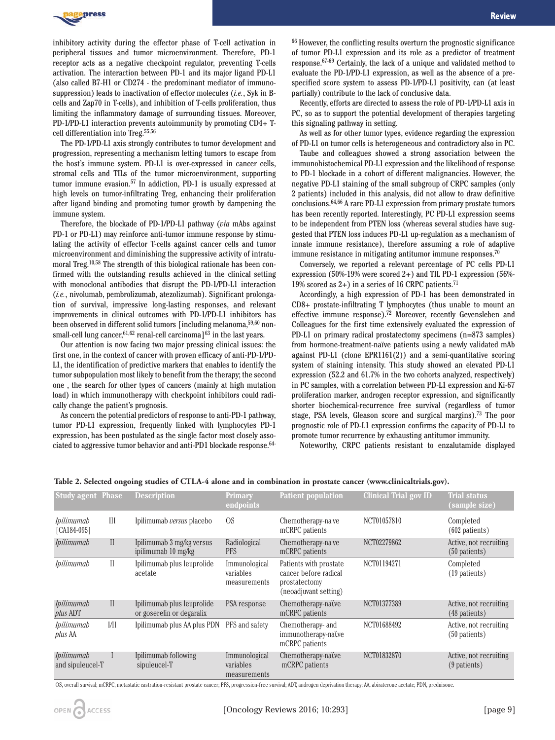inhibitory activity during the effector phase of T-cell activation in peripheral tissues and tumor microenvironment. Therefore, PD-1 receptor acts as a negative checkpoint regulator, preventing T-cells activation. The interaction between PD-1 and its major ligand PD-L1 (also called B7-H1 or CD274 - the predominant mediator of immunosuppression) leads to inactivation of effector molecules (*i.e.*, Syk in B-cells and Zap70 in T-cells), and inhibition of T-cells proliferation, thus limiting the inflammatory damage of surrounding tissues. Moreover, PD-1/PD-L1 interaction prevents autoimmunity by promoting CD4+ T-cell differentiation into Treg.[55,56]

The PD-1/PD-L1 axis strongly contributes to tumor development and progression, representing a mechanism letting tumors to escape from the host's immune system. PD-L1 is over-expressed in cancer cells, stromal cells and TILs of the tumor microenvironment, supporting tumor immune evasion.[57] In addiction, PD-1 is usually expressed at high levels on tumor-infiltrating Treg, enhancing their proliferation after ligand binding and promoting tumor growth by dampening the immune system.

Therefore, the blockade of PD-1/PD-L1 pathway (*via* mAbs against PD-1 or PD-L1) may reinforce anti-tumor immune response by stimulating the activity of effector T-cells against cancer cells and tumor microenvironment and diminishing the suppressive activity of intratumoral Treg.[10,58] The strength of this biological rationale has been confirmed with the outstanding results achieved in the clinical setting with monoclonal antibodies that disrupt the PD-1/PD-L1 interaction (*i.e.*, nivolumab, pembrolizumab, atezolizumab). Significant prolongation of survival, impressive long-lasting responses, and relevant improvements in clinical outcomes with PD-1/PD-L1 inhibitors has been observed in different solid tumors [including melanoma,[59,60] non-small-cell lung cancer,[61,62] renal-cell carcinoma][63] in the last years.

Our attention is now facing two major pressing clinical issues: the first one, in the context of cancer with proven efficacy of anti-PD-1/PD-L1, the identification of predictive markers that enables to identify the tumor subpopulation most likely to benefit from the therapy; the second one , the search for other types of cancers (mainly at high mutation load) in which immunotherapy with checkpoint inhibitors could radically change the patient's prognosis.

As concern the potential predictors of response to anti-PD-1 pathway, tumor PD-L1 expression, frequently linked with lymphocytes PD-1 expression, has been postulated as the single factor most closely associated to aggressive tumor behavior and anti-PD1 blockade response.[64-66] However, the conflicting results overturn the prognostic significance of tumor PD-L1 expression and its role as a predictor of treatment response.[67-69] Certainly, the lack of a unique and validated method to evaluate the PD-1/PD-L1 expression, as well as the absence of a pre-specified score system to assess PD-1/PD-L1 positivity, can (at least partially) contribute to the lack of conclusive data.

Recently, efforts are directed to assess the role of PD-1/PD-L1 axis in PC, so as to support the potential development of therapies targeting this signaling pathway in setting.

As well as for other tumor types, evidence regarding the expression of PD-L1 on tumor cells is heterogeneous and contradictory also in PC.

Taube and colleagues showed a strong association between the immunohistochemical PD-L1 expression and the likelihood of response to PD-1 blockade in a cohort of different malignancies. However, the negative PD-L1 staining of the small subgroup of CRPC samples (only 2 patients) included in this analysis, did not allow to draw definitive conclusions.[64,66] A rare PD-L1 expression from primary prostate tumors has been recently reported. Interestingly, PC PD-L1 expression seems to be independent from PTEN loss (whereas several studies have suggested that PTEN loss induces PD-L1 up-regulation as a mechanism of innate immune resistance), therefore assuming a role of adaptive immune resistance in mitigating antitumor immune responses.[70]

Conversely, we reported a relevant percentage of PC cells PD-L1 expression (50%-19% were scored 2+) and TIL PD-1 expression (56%-19% scored as 2+) in a series of 16 CRPC patients.[71]

Accordingly, a high expression of PD-1 has been demonstrated in CD8+ prostate-infiltrating T lymphocytes (thus unable to mount an effective immune response).[72] Moreover, recently Gevensleben and Colleagues for the first time extensively evaluated the expression of PD-L1 on primary radical prostatectomy specimens (n=873 samples) from hormone-treatment-naïve patients using a newly validated mAb against PD-L1 (clone EPR1161(2)) and a semi-quantitative scoring system of staining intensity. This study showed an elevated PD-L1 expression (52.2 and 61.7% in the two cohorts analyzed, respectively) in PC samples, with a correlation between PD-L1 expression and Ki-67 proliferation marker, androgen receptor expression, and significantly shorter biochemical-recurrence free survival (regardless of tumor stage, PSA levels, Gleason score and surgical margins).[73] The poor prognostic role of PD-L1 expression confirms the capacity of PD-L1 to promote tumor recurrence by exhausting antitumor immunity.

Noteworthy, CRPC patients resistant to enzalutamide displayed

**Table 2. Selected ongoing studies of CTLA-4 alone and in combination in prostate cancer (www.clinicaltrials.gov).**

| Study agent | Phase | Description | Primary endpoints | Patient population | Clinical Trial gov ID | Trial status (sample size) |
|---|---|---|---|---|---|---|
| *Ipilimumab* [CA184-095] | III | Ipilimumab *versus* placebo | OS | Chemotherapy-na ve mCRPC patients | NCT01057810 | Completed (602 patients) |
| *Ipilimumab* | II | Ipilimumab 3 mg/kg versus ipilimumab 10 mg/kg | Radiological PFS | Chemotherapy-na ve mCRPC patients | NCT02279862 | Active, not recruiting (50 patients) |
| *Ipilimumab* | II | Ipilimumab plus leuprolide acetate | Immunological variables measurements | Patients with prostate cancer before radical prostatectomy (neoadjuvant setting) | NCT01194271 | Completed (19 patients) |
| *Ipilimumab plus* ADT | II | Ipilimumab plus leuprolide or goserelin or degaralix | PSA response | Chemotherapy-naïve mCRPC patients | NCT01377389 | Active, not recruiting (48 patients) |
| *Ipilimumab plus* AA | I/II | Ipilimumab plus AA plus PDN | PFS and safety | Chemotherapy- and immunotherapy-naïve mCRPC patients | NCT01688492 | Active, not recruiting (50 patients) |
| *Ipilimumab* and sipuleucel-T | I | Ipilimumab following sipuleucel-T | Immunological variables measurements | Chemotherapy-naïve mCRPC patients | NCT01832870 | Active, not recruiting (9 patients) |

OS, overall survival; mCRPC, metastatic castration-resistant prostate cancer; PFS, progression-free survival; ADT, androgen deprivation therapy; AA, abiraterone acetate; PDN, prednisone.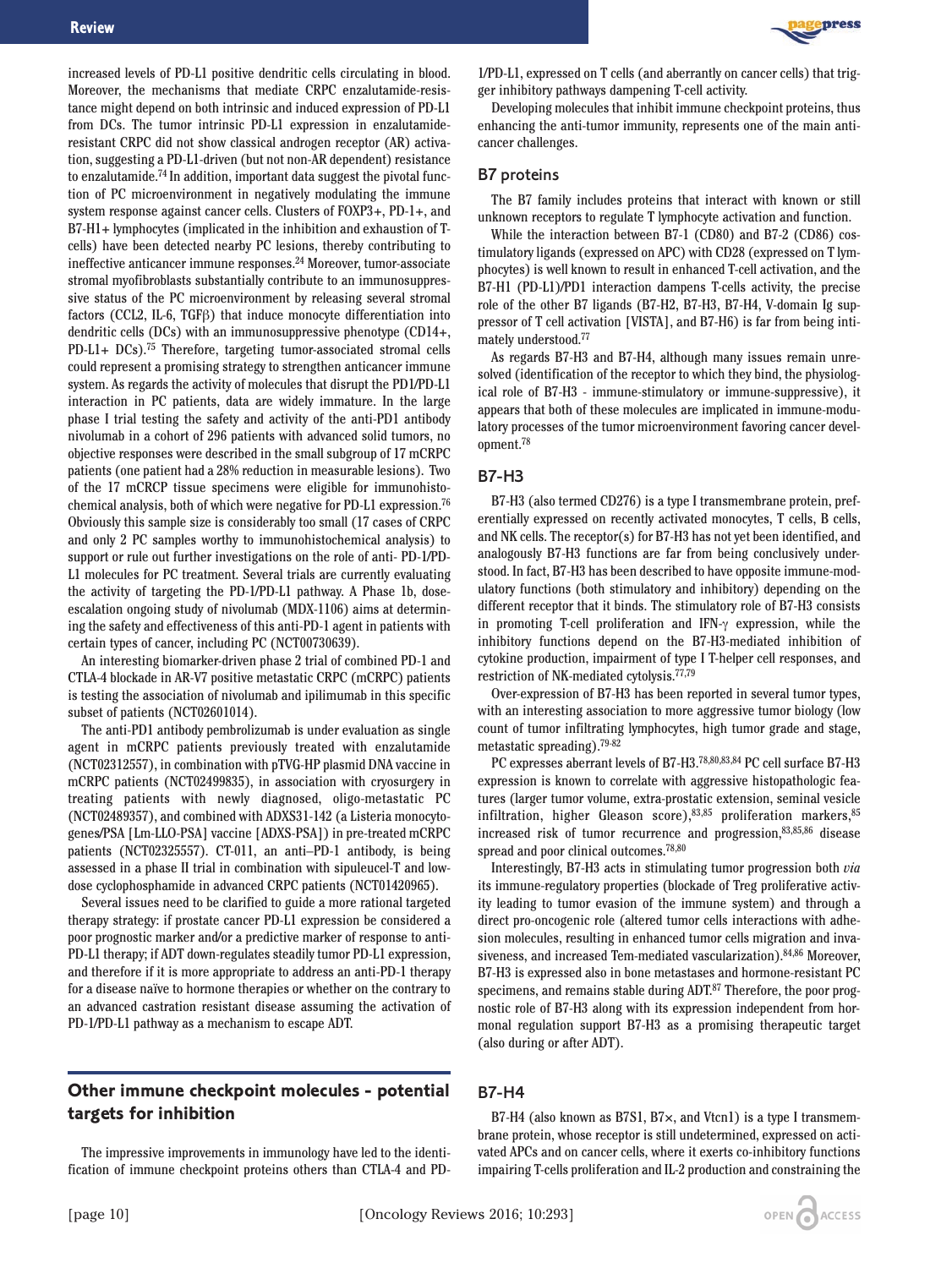increased levels of PD-L1 positive dendritic cells circulating in blood. Moreover, the mechanisms that mediate CRPC enzalutamide-resistance might depend on both intrinsic and induced expression of PD-L1 from DCs. The tumor intrinsic PD-L1 expression in enzalutamide-resistant CRPC did not show classical androgen receptor (AR) activation, suggesting a PD-L1-driven (but not non-AR dependent) resistance to enzalutamide.[74] In addition, important data suggest the pivotal function of PC microenvironment in negatively modulating the immune system response against cancer cells. Clusters of FOXP3+, PD-1+, and B7-H1+ lymphocytes (implicated in the inhibition and exhaustion of T-cells) have been detected nearby PC lesions, thereby contributing to ineffective anticancer immune responses.[24] Moreover, tumor-associate stromal myofibroblasts substantially contribute to an immunosuppressive status of the PC microenvironment by releasing several stromal factors (CCL2, IL-6, TGFβ) that induce monocyte differentiation into dendritic cells (DCs) with an immunosuppressive phenotype (CD14+, PD-L1+ DCs).[75] Therefore, targeting tumor-associated stromal cells could represent a promising strategy to strengthen anticancer immune system. As regards the activity of molecules that disrupt the PD1/PD-L1 interaction in PC patients, data are widely immature. In the large phase I trial testing the safety and activity of the anti-PD1 antibody nivolumab in a cohort of 296 patients with advanced solid tumors, no objective responses were described in the small subgroup of 17 mCRPC patients (one patient had a 28% reduction in measurable lesions). Two of the 17 mCRCP tissue specimens were eligible for immunohistochemical analysis, both of which were negative for PD-L1 expression.[76] Obviously this sample size is considerably too small (17 cases of CRPC and only 2 PC samples worthy to immunohistochemical analysis) to support or rule out further investigations on the role of anti- PD-1/PD-L1 molecules for PC treatment. Several trials are currently evaluating the activity of targeting the PD-1/PD-L1 pathway. A Phase 1b, dose-escalation ongoing study of nivolumab (MDX-1106) aims at determining the safety and effectiveness of this anti-PD-1 agent in patients with certain types of cancer, including PC (NCT00730639).

An interesting biomarker-driven phase 2 trial of combined PD-1 and CTLA-4 blockade in AR-V7 positive metastatic CRPC (mCRPC) patients is testing the association of nivolumab and ipilimumab in this specific subset of patients (NCT02601014).

The anti-PD1 antibody pembrolizumab is under evaluation as single agent in mCRPC patients previously treated with enzalutamide (NCT02312557), in combination with pTVG-HP plasmid DNA vaccine in mCRPC patients (NCT02499835), in association with cryosurgery in treating patients with newly diagnosed, oligo-metastatic PC (NCT02489357), and combined with ADXS31-142 (a Listeria monocytogenes/PSA [Lm-LLO-PSA] vaccine [ADXS-PSA]) in pre-treated mCRPC patients (NCT02325557). CT-011, an anti–PD-1 antibody, is being assessed in a phase II trial in combination with sipuleucel-T and low-dose cyclophosphamide in advanced CRPC patients (NCT01420965).

Several issues need to be clarified to guide a more rational targeted therapy strategy: if prostate cancer PD-L1 expression be considered a poor prognostic marker and/or a predictive marker of response to anti-PD-L1 therapy; if ADT down-regulates steadily tumor PD-L1 expression, and therefore if it is more appropriate to address an anti-PD-1 therapy for a disease naïve to hormone therapies or whether on the contrary to an advanced castration resistant disease assuming the activation of PD-1/PD-L1 pathway as a mechanism to escape ADT.

## Other immune checkpoint molecules - potential targets for inhibition

The impressive improvements in immunology have led to the identification of immune checkpoint proteins others than CTLA-4 and PD-1/PD-L1, expressed on T cells (and aberrantly on cancer cells) that trigger inhibitory pathways dampening T-cell activity.

Developing molecules that inhibit immune checkpoint proteins, thus enhancing the anti-tumor immunity, represents one of the main anticancer challenges.

### B7 proteins

The B7 family includes proteins that interact with known or still unknown receptors to regulate T lymphocyte activation and function.

While the interaction between B7-1 (CD80) and B7-2 (CD86) costimulatory ligands (expressed on APC) with CD28 (expressed on T lymphocytes) is well known to result in enhanced T-cell activation, and the B7-H1 (PD-L1)/PD1 interaction dampens T-cells activity, the precise role of the other B7 ligands (B7-H2, B7-H3, B7-H4, V-domain Ig suppressor of T cell activation [VISTA], and B7-H6) is far from being intimately understood.[77]

As regards B7-H3 and B7-H4, although many issues remain unresolved (identification of the receptor to which they bind, the physiological role of B7-H3 - immune-stimulatory or immune-suppressive), it appears that both of these molecules are implicated in immune-modulatory processes of the tumor microenvironment favoring cancer development.[78]

### B7-H3

B7-H3 (also termed CD276) is a type I transmembrane protein, preferentially expressed on recently activated monocytes, T cells, B cells, and NK cells. The receptor(s) for B7-H3 has not yet been identified, and analogously B7-H3 functions are far from being conclusively understood. In fact, B7-H3 has been described to have opposite immune-modulatory functions (both stimulatory and inhibitory) depending on the different receptor that it binds. The stimulatory role of B7-H3 consists in promoting T-cell proliferation and IFN-γ expression, while the inhibitory functions depend on the B7-H3-mediated inhibition of cytokine production, impairment of type I T-helper cell responses, and restriction of NK-mediated cytolysis.[77,79]

Over-expression of B7-H3 has been reported in several tumor types, with an interesting association to more aggressive tumor biology (low count of tumor infiltrating lymphocytes, high tumor grade and stage, metastatic spreading).[79-82]

PC expresses aberrant levels of B7-H3.[78,80,83,84] PC cell surface B7-H3 expression is known to correlate with aggressive histopathologic features (larger tumor volume, extra-prostatic extension, seminal vesicle infiltration, higher Gleason score),[83,85] proliferation markers,[85] increased risk of tumor recurrence and progression,[83,85,86] disease spread and poor clinical outcomes.[78,80]

Interestingly, B7-H3 acts in stimulating tumor progression both *via* its immune-regulatory properties (blockade of Treg proliferative activity leading to tumor evasion of the immune system) and through a direct pro-oncogenic role (altered tumor cells interactions with adhesion molecules, resulting in enhanced tumor cells migration and invasiveness, and increased Tem-mediated vascularization).[84,86] Moreover, B7-H3 is expressed also in bone metastases and hormone-resistant PC specimens, and remains stable during ADT.[87] Therefore, the poor prognostic role of B7-H3 along with its expression independent from hormonal regulation support B7-H3 as a promising therapeutic target (also during or after ADT).

### B7-H4

B7-H4 (also known as B7S1, B7×, and Vtcn1) is a type I transmembrane protein, whose receptor is still undetermined, expressed on activated APCs and on cancer cells, where it exerts co-inhibitory functions impairing T-cells proliferation and IL-2 production and constraining the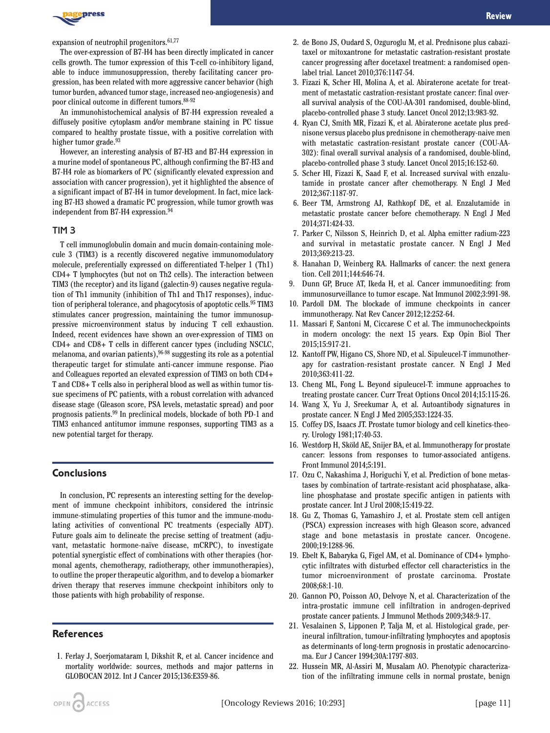expansion of neutrophil progenitors.[61,77]

The over-expression of B7-H4 has been directly implicated in cancer cells growth. The tumor expression of this T-cell co-inhibitory ligand, able to induce immunosuppression, thereby facilitating cancer progression, has been related with more aggressive cancer behavior (high tumor burden, advanced tumor stage, increased neo-angiogenesis) and poor clinical outcome in different tumors.[88-92]

An immunohistochemical analysis of B7-H4 expression revealed a diffusely positive cytoplasm and/or membrane staining in PC tissue compared to healthy prostate tissue, with a positive correlation with higher tumor grade.[93]

However, an interesting analysis of B7-H3 and B7-H4 expression in a murine model of spontaneous PC, although confirming the B7-H3 and B7-H4 role as biomarkers of PC (significantly elevated expression and association with cancer progression), yet it highlighted the absence of a significant impact of B7-H4 in tumor development. In fact, mice lacking B7-H3 showed a dramatic PC progression, while tumor growth was independent from B7-H4 expression.[94]

### TIM 3

T cell immunoglobulin domain and mucin domain-containing molecule 3 (TIM3) is a recently discovered negative immunomodulatory molecule, preferentially expressed on differentiated T-helper 1 (Th1) CD4+ T lymphocytes (but not on Th2 cells). The interaction between TIM3 (the receptor) and its ligand (galectin-9) causes negative regulation of Th1 immunity (inhibition of Th1 and Th17 responses), induction of peripheral tolerance, and phagocytosis of apoptotic cells.[95] TIM3 stimulates cancer progression, maintaining the tumor immunosuppressive microenvironment status by inducing T cell exhaustion. Indeed, recent evidences have shown an over-expression of TIM3 on CD4+ and CD8+ T cells in different cancer types (including NSCLC, melanoma, and ovarian patients),[96-98] suggesting its role as a potential therapeutic target for stimulate anti-cancer immune response. Piao and Colleagues reported an elevated expression of TIM3 on both CD4+ T and CD8+ T cells also in peripheral blood as well as within tumor tissue specimens of PC patients, with a robust correlation with advanced disease stage (Gleason score, PSA levels, metastatic spread) and poor prognosis patients.[99] In preclinical models, blockade of both PD-1 and TIM3 enhanced antitumor immune responses, supporting TIM3 as a new potential target for therapy.

## Conclusions

In conclusion, PC represents an interesting setting for the development of immune checkpoint inhibitors, considered the intrinsic immune-stimulating properties of this tumor and the immune-modulating activities of conventional PC treatments (especially ADT). Future goals aim to delineate the precise setting of treatment (adjuvant, metastatic hormone-naïve disease, mCRPC), to investigate potential synergistic effect of combinations with other therapies (hormonal agents, chemotherapy, radiotherapy, other immunotherapies), to outline the proper therapeutic algorithm, and to develop a biomarker driven therapy that reserves immune checkpoint inhibitors only to those patients with high probability of response.

## References

1. Ferlay J, Soerjomataram I, Dikshit R, et al. Cancer incidence and mortality worldwide: sources, methods and major patterns in GLOBOCAN 2012. Int J Cancer 2015;136:E359-86.
2. de Bono JS, Oudard S, Ozguroglu M, et al. Prednisone plus cabazitaxel or mitoxantrone for metastatic castration-resistant prostate cancer progressing after docetaxel treatment: a randomised open-label trial. Lancet 2010;376:1147-54.
3. Fizazi K, Scher HI, Molina A, et al. Abiraterone acetate for treatment of metastatic castration-resistant prostate cancer: final overall survival analysis of the COU-AA-301 randomised, double-blind, placebo-controlled phase 3 study. Lancet Oncol 2012;13:983-92.
4. Ryan CJ, Smith MR, Fizazi K, et al. Abiraterone acetate plus prednisone versus placebo plus prednisone in chemotherapy-naive men with metastatic castration-resistant prostate cancer (COU-AA-302): final overall survival analysis of a randomised, double-blind, placebo-controlled phase 3 study. Lancet Oncol 2015;16:152-60.
5. Scher HI, Fizazi K, Saad F, et al. Increased survival with enzalutamide in prostate cancer after chemotherapy. N Engl J Med 2012;367:1187-97.
6. Beer TM, Armstrong AJ, Rathkopf DE, et al. Enzalutamide in metastatic prostate cancer before chemotherapy. N Engl J Med 2014;371:424-33.
7. Parker C, Nilsson S, Heinrich D, et al. Alpha emitter radium-223 and survival in metastatic prostate cancer. N Engl J Med 2013;369:213-23.
8. Hanahan D, Weinberg RA. Hallmarks of cancer: the next generation. Cell 2011;144:646-74.
9. Dunn GP, Bruce AT, Ikeda H, et al. Cancer immunoediting: from immunosurveillance to tumor escape. Nat Immunol 2002;3:991-98.
10. Pardoll DM. The blockade of immune checkpoints in cancer immunotherapy. Nat Rev Cancer 2012;12:252-64.
11. Massari F, Santoni M, Ciccarese C et al. The immunocheckpoints in modern oncology: the next 15 years. Exp Opin Biol Ther 2015;15:917-21.
12. Kantoff PW, Higano CS, Shore ND, et al. Sipuleucel-T immunotherapy for castration-resistant prostate cancer. N Engl J Med 2010;363:411-22.
13. Cheng ML, Fong L. Beyond sipuleucel-T: immune approaches to treating prostate cancer. Curr Treat Options Oncol 2014;15:115-26.
14. Wang X, Yu J, Sreekumar A, et al. Autoantibody signatures in prostate cancer. N Engl J Med 2005;353:1224-35.
15. Coffey DS, Isaacs JT. Prostate tumor biology and cell kinetics-theory. Urology 1981;17:40-53.
16. Westdorp H, Sköld AE, Snijer BA, et al. Immunotherapy for prostate cancer: lessons from responses to tumor-associated antigens. Front Immunol 2014;5:191.
17. Ozu C, Nakashima J, Horiguchi Y, et al. Prediction of bone metastases by combination of tartrate-resistant acid phosphatase, alkaline phosphatase and prostate specific antigen in patients with prostate cancer. Int J Urol 2008;15:419-22.
18. Gu Z, Thomas G, Yamashiro J, et al. Prostate stem cell antigen (PSCA) expression increases with high Gleason score, advanced stage and bone metastasis in prostate cancer. Oncogene. 2000;19:1288-96.
19. Ebelt K, Babaryka G, Figel AM, et al. Dominance of CD4+ lymphocytic infiltrates with disturbed effector cell characteristics in the tumor microenvironment of prostate carcinoma. Prostate 2008;68:1-10.
20. Gannon PO, Poisson AO, Delvoye N, et al. Characterization of the intra-prostatic immune cell infiltration in androgen-deprived prostate cancer patients. J Immunol Methods 2009;348:9-17.
21. Vesalainen S, Lipponen P, Talja M, et al. Histological grade, perineural infiltration, tumour-infiltrating lymphocytes and apoptosis as determinants of long-term prognosis in prostatic adenocarcinoma. Eur J Cancer 1994;30A:1797-803.
22. Hussein MR, Al-Assiri M, Musalam AO. Phenotypic characterization of the infiltrating immune cells in normal prostate, benign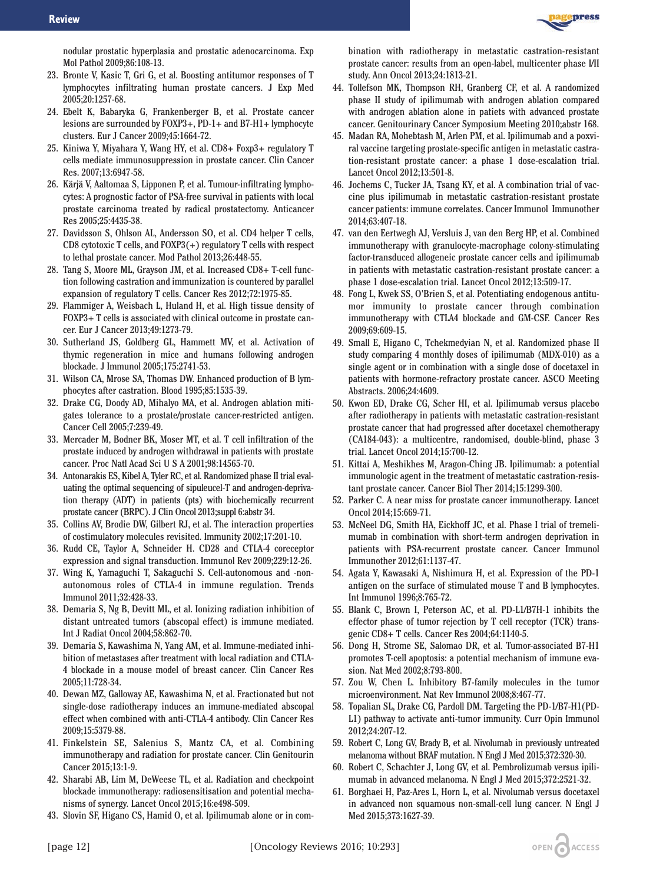nodular prostatic hyperplasia and prostatic adenocarcinoma. Exp Mol Pathol 2009;86:108-13.

23. Bronte V, Kasic T, Gri G, et al. Boosting antitumor responses of T lymphocytes infiltrating human prostate cancers. J Exp Med 2005;20:1257-68.
24. Ebelt K, Babaryka G, Frankenberger B, et al. Prostate cancer lesions are surrounded by FOXP3+, PD-1+ and B7-H1+ lymphocyte clusters. Eur J Cancer 2009;45:1664-72.
25. Kiniwa Y, Miyahara Y, Wang HY, et al. CD8+ Foxp3+ regulatory T cells mediate immunosuppression in prostate cancer. Clin Cancer Res. 2007;13:6947-58.
26. Kärjä V, Aaltomaa S, Lipponen P, et al. Tumour-infiltrating lymphocytes: A prognostic factor of PSA-free survival in patients with local prostate carcinoma treated by radical prostatectomy. Anticancer Res 2005;25:4435-38.
27. Davidsson S, Ohlson AL, Andersson SO, et al. CD4 helper T cells, CD8 cytotoxic T cells, and FOXP3(+) regulatory T cells with respect to lethal prostate cancer. Mod Pathol 2013;26:448-55.
28. Tang S, Moore ML, Grayson JM, et al. Increased CD8+ T-cell function following castration and immunization is countered by parallel expansion of regulatory T cells. Cancer Res 2012;72:1975-85.
29. Flammiger A, Weisbach L, Huland H, et al. High tissue density of FOXP3+ T cells is associated with clinical outcome in prostate cancer. Eur J Cancer 2013;49:1273-79.
30. Sutherland JS, Goldberg GL, Hammett MV, et al. Activation of thymic regeneration in mice and humans following androgen blockade. J Immunol 2005;175:2741-53.
31. Wilson CA, Mrose SA, Thomas DW. Enhanced production of B lymphocytes after castration. Blood 1995;85:1535-39.
32. Drake CG, Doody AD, Mihalyo MA, et al. Androgen ablation mitigates tolerance to a prostate/prostate cancer-restricted antigen. Cancer Cell 2005;7:239-49.
33. Mercader M, Bodner BK, Moser MT, et al. T cell infiltration of the prostate induced by androgen withdrawal in patients with prostate cancer. Proc Natl Acad Sci U S A 2001;98:14565-70.
34. Antonarakis ES, Kibel A, Tyler RC, et al. Randomized phase II trial evaluating the optimal sequencing of sipuleucel-T and androgen-deprivation therapy (ADT) in patients (pts) with biochemically recurrent prostate cancer (BRPC). J Clin Oncol 2013;suppl 6:abstr 34.
35. Collins AV, Brodie DW, Gilbert RJ, et al. The interaction properties of costimulatory molecules revisited. Immunity 2002;17:201-10.
36. Rudd CE, Taylor A, Schneider H. CD28 and CTLA-4 coreceptor expression and signal transduction. Immunol Rev 2009;229:12-26.
37. Wing K, Yamaguchi T, Sakaguchi S. Cell-autonomous and -non-autonomous roles of CTLA-4 in immune regulation. Trends Immunol 2011;32:428-33.
38. Demaria S, Ng B, Devitt ML, et al. Ionizing radiation inhibition of distant untreated tumors (abscopal effect) is immune mediated. Int J Radiat Oncol 2004;58:862-70.
39. Demaria S, Kawashima N, Yang AM, et al. Immune-mediated inhibition of metastases after treatment with local radiation and CTLA-4 blockade in a mouse model of breast cancer. Clin Cancer Res 2005;11:728-34.
40. Dewan MZ, Galloway AE, Kawashima N, et al. Fractionated but not single-dose radiotherapy induces an immune-mediated abscopal effect when combined with anti-CTLA-4 antibody. Clin Cancer Res 2009;15:5379-88.
41. Finkelstein SE, Salenius S, Mantz CA, et al. Combining immunotherapy and radiation for prostate cancer. Clin Genitourin Cancer 2015;13:1-9.
42. Sharabi AB, Lim M, DeWeese TL, et al. Radiation and checkpoint blockade immunotherapy: radiosensitisation and potential mechanisms of synergy. Lancet Oncol 2015;16:e498-509.
43. Slovin SF, Higano CS, Hamid O, et al. Ipilimumab alone or in combination with radiotherapy in metastatic castration-resistant prostate cancer: results from an open-label, multicenter phase I/II study. Ann Oncol 2013;24:1813-21.
44. Tollefson MK, Thompson RH, Granberg CF, et al. A randomized phase II study of ipilimumab with androgen ablation compared with androgen ablation alone in patiets with advanced prostate cancer. Genitourinary Cancer Symposium Meeting 2010;abstr 168.
45. Madan RA, Mohebtash M, Arlen PM, et al. Ipilimumab and a poxviral vaccine targeting prostate-specific antigen in metastatic castration-resistant prostate cancer: a phase 1 dose-escalation trial. Lancet Oncol 2012;13:501-8.
46. Jochems C, Tucker JA, Tsang KY, et al. A combination trial of vaccine plus ipilimumab in metastatic castration-resistant prostate cancer patients: immune correlates. Cancer Immunol Immunother 2014;63:407-18.
47. van den Eertwegh AJ, Versluis J, van den Berg HP, et al. Combined immunotherapy with granulocyte-macrophage colony-stimulating factor-transduced allogeneic prostate cancer cells and ipilimumab in patients with metastatic castration-resistant prostate cancer: a phase 1 dose-escalation trial. Lancet Oncol 2012;13:509-17.
48. Fong L, Kwek SS, O'Brien S, et al. Potentiating endogenous antitumor immunity to prostate cancer through combination immunotherapy with CTLA4 blockade and GM-CSF. Cancer Res 2009;69:609-15.
49. Small E, Higano C, Tchekmedyian N, et al. Randomized phase II study comparing 4 monthly doses of ipilimumab (MDX-010) as a single agent or in combination with a single dose of docetaxel in patients with hormone-refractory prostate cancer. ASCO Meeting Abstracts. 2006;24:4609.
50. Kwon ED, Drake CG, Scher HI, et al. Ipilimumab versus placebo after radiotherapy in patients with metastatic castration-resistant prostate cancer that had progressed after docetaxel chemotherapy (CA184-043): a multicentre, randomised, double-blind, phase 3 trial. Lancet Oncol 2014;15:700-12.
51. Kittai A, Meshikhes M, Aragon-Ching JB. Ipilimumab: a potential immunologic agent in the treatment of metastatic castration-resistant prostate cancer. Cancer Biol Ther 2014;15:1299-300.
52. Parker C. A near miss for prostate cancer immunotherapy. Lancet Oncol 2014;15:669-71.
53. McNeel DG, Smith HA, Eickhoff JC, et al. Phase I trial of tremelimumab in combination with short-term androgen deprivation in patients with PSA-recurrent prostate cancer. Cancer Immunol Immunother 2012;61:1137-47.
54. Agata Y, Kawasaki A, Nishimura H, et al. Expression of the PD-1 antigen on the surface of stimulated mouse T and B lymphocytes. Int Immunol 1996;8:765-72.
55. Blank C, Brown I, Peterson AC, et al. PD-L1/B7H-1 inhibits the effector phase of tumor rejection by T cell receptor (TCR) transgenic CD8+ T cells. Cancer Res 2004;64:1140-5.
56. Dong H, Strome SE, Salomao DR, et al. Tumor-associated B7-H1 promotes T-cell apoptosis: a potential mechanism of immune evasion. Nat Med 2002;8:793-800.
57. Zou W, Chen L. Inhibitory B7-family molecules in the tumor microenvironment. Nat Rev Immunol 2008;8:467-77.
58. Topalian SL, Drake CG, Pardoll DM. Targeting the PD-1/B7-H1(PD-L1) pathway to activate anti-tumor immunity. Curr Opin Immunol 2012;24:207-12.
59. Robert C, Long GV, Brady B, et al. Nivolumab in previously untreated melanoma without BRAF mutation. N Engl J Med 2015;372:320-30.
60. Robert C, Schachter J, Long GV, et al. Pembrolizumab versus ipilimumab in advanced melanoma. N Engl J Med 2015;372:2521-32.
61. Borghaei H, Paz-Ares L, Horn L, et al. Nivolumab versus docetaxel in advanced non squamous non-small-cell lung cancer. N Engl J Med 2015;373:1627-39.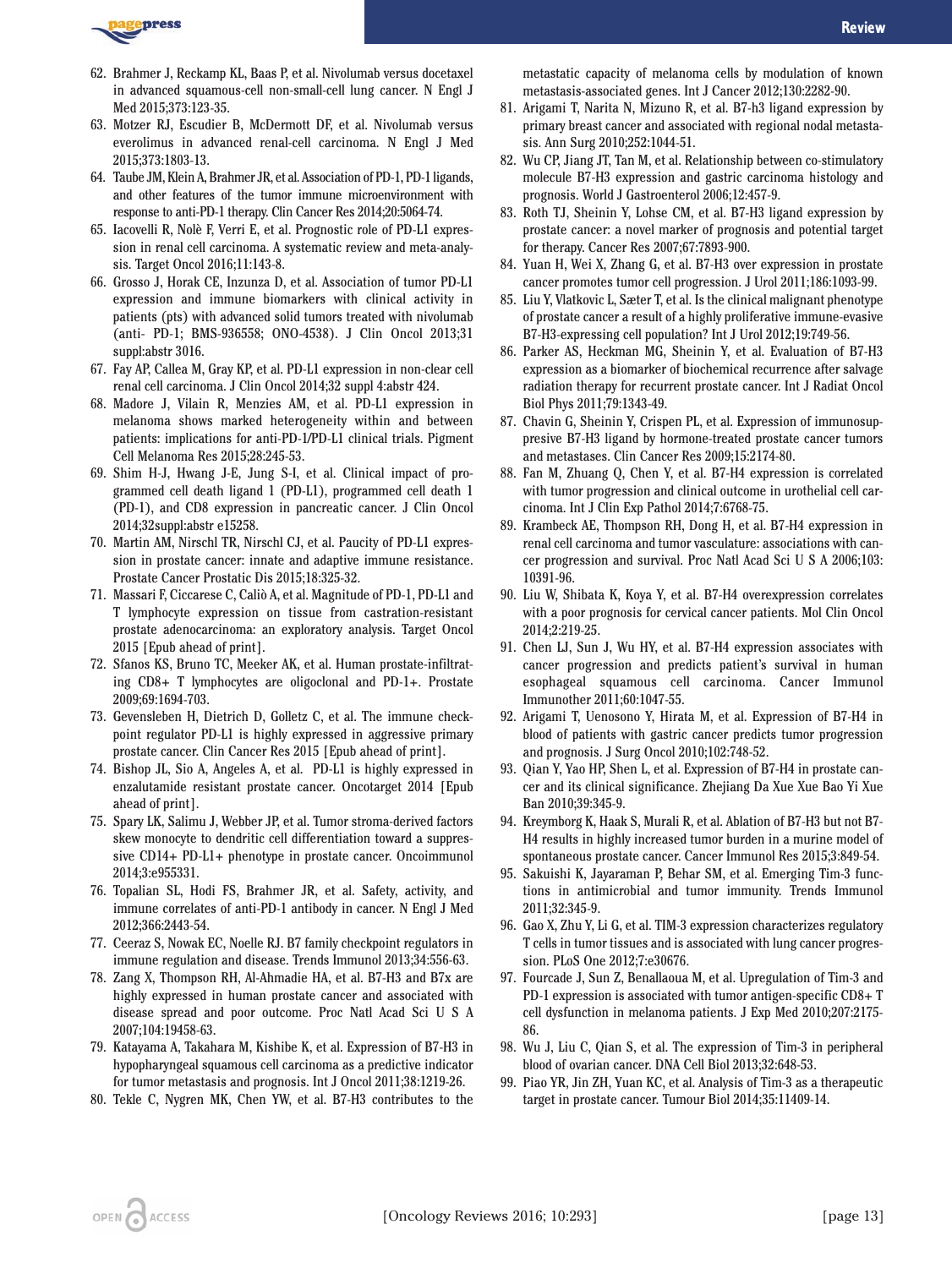62. Brahmer J, Reckamp KL, Baas P, et al. Nivolumab versus docetaxel in advanced squamous-cell non-small-cell lung cancer. N Engl J Med 2015;373:123-35.
63. Motzer RJ, Escudier B, McDermott DF, et al. Nivolumab versus everolimus in advanced renal-cell carcinoma. N Engl J Med 2015;373:1803-13.
64. Taube JM, Klein A, Brahmer JR, et al. Association of PD-1, PD-1 ligands, and other features of the tumor immune microenvironment with response to anti-PD-1 therapy. Clin Cancer Res 2014;20:5064-74.
65. Iacovelli R, Nolè F, Verri E, et al. Prognostic role of PD-L1 expression in renal cell carcinoma. A systematic review and meta-analysis. Target Oncol 2016;11:143-8.
66. Grosso J, Horak CE, Inzunza D, et al. Association of tumor PD-L1 expression and immune biomarkers with clinical activity in patients (pts) with advanced solid tumors treated with nivolumab (anti- PD-1; BMS-936558; ONO-4538). J Clin Oncol 2013;31 suppl:abstr 3016.
67. Fay AP, Callea M, Gray KP, et al. PD-L1 expression in non-clear cell renal cell carcinoma. J Clin Oncol 2014;32 suppl 4:abstr 424.
68. Madore J, Vilain R, Menzies AM, et al. PD-L1 expression in melanoma shows marked heterogeneity within and between patients: implications for anti-PD-1/PD-L1 clinical trials. Pigment Cell Melanoma Res 2015;28:245-53.
69. Shim H-J, Hwang J-E, Jung S-I, et al. Clinical impact of programmed cell death ligand 1 (PD-L1), programmed cell death 1 (PD-1), and CD8 expression in pancreatic cancer. J Clin Oncol 2014;32suppl:abstr e15258.
70. Martin AM, Nirschl TR, Nirschl CJ, et al. Paucity of PD-L1 expression in prostate cancer: innate and adaptive immune resistance. Prostate Cancer Prostatic Dis 2015;18:325-32.
71. Massari F, Ciccarese C, Caliò A, et al. Magnitude of PD-1, PD-L1 and T lymphocyte expression on tissue from castration-resistant prostate adenocarcinoma: an exploratory analysis. Target Oncol 2015 [Epub ahead of print].
72. Sfanos KS, Bruno TC, Meeker AK, et al. Human prostate-infiltrating CD8+ T lymphocytes are oligoclonal and PD-1+. Prostate 2009;69:1694-703.
73. Gevensleben H, Dietrich D, Golletz C, et al. The immune checkpoint regulator PD-L1 is highly expressed in aggressive primary prostate cancer. Clin Cancer Res 2015 [Epub ahead of print].
74. Bishop JL, Sio A, Angeles A, et al. PD-L1 is highly expressed in enzalutamide resistant prostate cancer. Oncotarget 2014 [Epub ahead of print].
75. Spary LK, Salimu J, Webber JP, et al. Tumor stroma-derived factors skew monocyte to dendritic cell differentiation toward a suppressive CD14+ PD-L1+ phenotype in prostate cancer. Oncoimmunol 2014;3:e955331.
76. Topalian SL, Hodi FS, Brahmer JR, et al. Safety, activity, and immune correlates of anti-PD-1 antibody in cancer. N Engl J Med 2012;366:2443-54.
77. Ceeraz S, Nowak EC, Noelle RJ. B7 family checkpoint regulators in immune regulation and disease. Trends Immunol 2013;34:556-63.
78. Zang X, Thompson RH, Al-Ahmadie HA, et al. B7-H3 and B7x are highly expressed in human prostate cancer and associated with disease spread and poor outcome. Proc Natl Acad Sci U S A 2007;104:19458-63.
79. Katayama A, Takahara M, Kishibe K, et al. Expression of B7-H3 in hypopharyngeal squamous cell carcinoma as a predictive indicator for tumor metastasis and prognosis. Int J Oncol 2011;38:1219-26.
80. Tekle C, Nygren MK, Chen YW, et al. B7-H3 contributes to the metastatic capacity of melanoma cells by modulation of known metastasis-associated genes. Int J Cancer 2012;130:2282-90.
81. Arigami T, Narita N, Mizuno R, et al. B7-h3 ligand expression by primary breast cancer and associated with regional nodal metastasis. Ann Surg 2010;252:1044-51.
82. Wu CP, Jiang JT, Tan M, et al. Relationship between co-stimulatory molecule B7-H3 expression and gastric carcinoma histology and prognosis. World J Gastroenterol 2006;12:457-9.
83. Roth TJ, Sheinin Y, Lohse CM, et al. B7-H3 ligand expression by prostate cancer: a novel marker of prognosis and potential target for therapy. Cancer Res 2007;67:7893-900.
84. Yuan H, Wei X, Zhang G, et al. B7-H3 over expression in prostate cancer promotes tumor cell progression. J Urol 2011;186:1093-99.
85. Liu Y, Vlatkovic L, Sæter T, et al. Is the clinical malignant phenotype of prostate cancer a result of a highly proliferative immune-evasive B7-H3-expressing cell population? Int J Urol 2012;19:749-56.
86. Parker AS, Heckman MG, Sheinin Y, et al. Evaluation of B7-H3 expression as a biomarker of biochemical recurrence after salvage radiation therapy for recurrent prostate cancer. Int J Radiat Oncol Biol Phys 2011;79:1343-49.
87. Chavin G, Sheinin Y, Crispen PL, et al. Expression of immunosuppresive B7-H3 ligand by hormone-treated prostate cancer tumors and metastases. Clin Cancer Res 2009;15:2174-80.
88. Fan M, Zhuang Q, Chen Y, et al. B7-H4 expression is correlated with tumor progression and clinical outcome in urothelial cell carcinoma. Int J Clin Exp Pathol 2014;7:6768-75.
89. Krambeck AE, Thompson RH, Dong H, et al. B7-H4 expression in renal cell carcinoma and tumor vasculature: associations with cancer progression and survival. Proc Natl Acad Sci U S A 2006;103: 10391-96.
90. Liu W, Shibata K, Koya Y, et al. B7-H4 overexpression correlates with a poor prognosis for cervical cancer patients. Mol Clin Oncol 2014;2:219-25.
91. Chen LJ, Sun J, Wu HY, et al. B7-H4 expression associates with cancer progression and predicts patient's survival in human esophageal squamous cell carcinoma. Cancer Immunol Immunother 2011;60:1047-55.
92. Arigami T, Uenosono Y, Hirata M, et al. Expression of B7-H4 in blood of patients with gastric cancer predicts tumor progression and prognosis. J Surg Oncol 2010;102:748-52.
93. Qian Y, Yao HP, Shen L, et al. Expression of B7-H4 in prostate cancer and its clinical significance. Zhejiang Da Xue Xue Bao Yi Xue Ban 2010;39:345-9.
94. Kreymborg K, Haak S, Murali R, et al. Ablation of B7-H3 but not B7-H4 results in highly increased tumor burden in a murine model of spontaneous prostate cancer. Cancer Immunol Res 2015;3:849-54.
95. Sakuishi K, Jayaraman P, Behar SM, et al. Emerging Tim-3 functions in antimicrobial and tumor immunity. Trends Immunol 2011;32:345-9.
96. Gao X, Zhu Y, Li G, et al. TIM-3 expression characterizes regulatory T cells in tumor tissues and is associated with lung cancer progression. PLoS One 2012;7:e30676.
97. Fourcade J, Sun Z, Benallaoua M, et al. Upregulation of Tim-3 and PD-1 expression is associated with tumor antigen-specific CD8+ T cell dysfunction in melanoma patients. J Exp Med 2010;207:2175-86.
98. Wu J, Liu C, Qian S, et al. The expression of Tim-3 in peripheral blood of ovarian cancer. DNA Cell Biol 2013;32:648-53.
99. Piao YR, Jin ZH, Yuan KC, et al. Analysis of Tim-3 as a therapeutic target in prostate cancer. Tumour Biol 2014;35:11409-14.